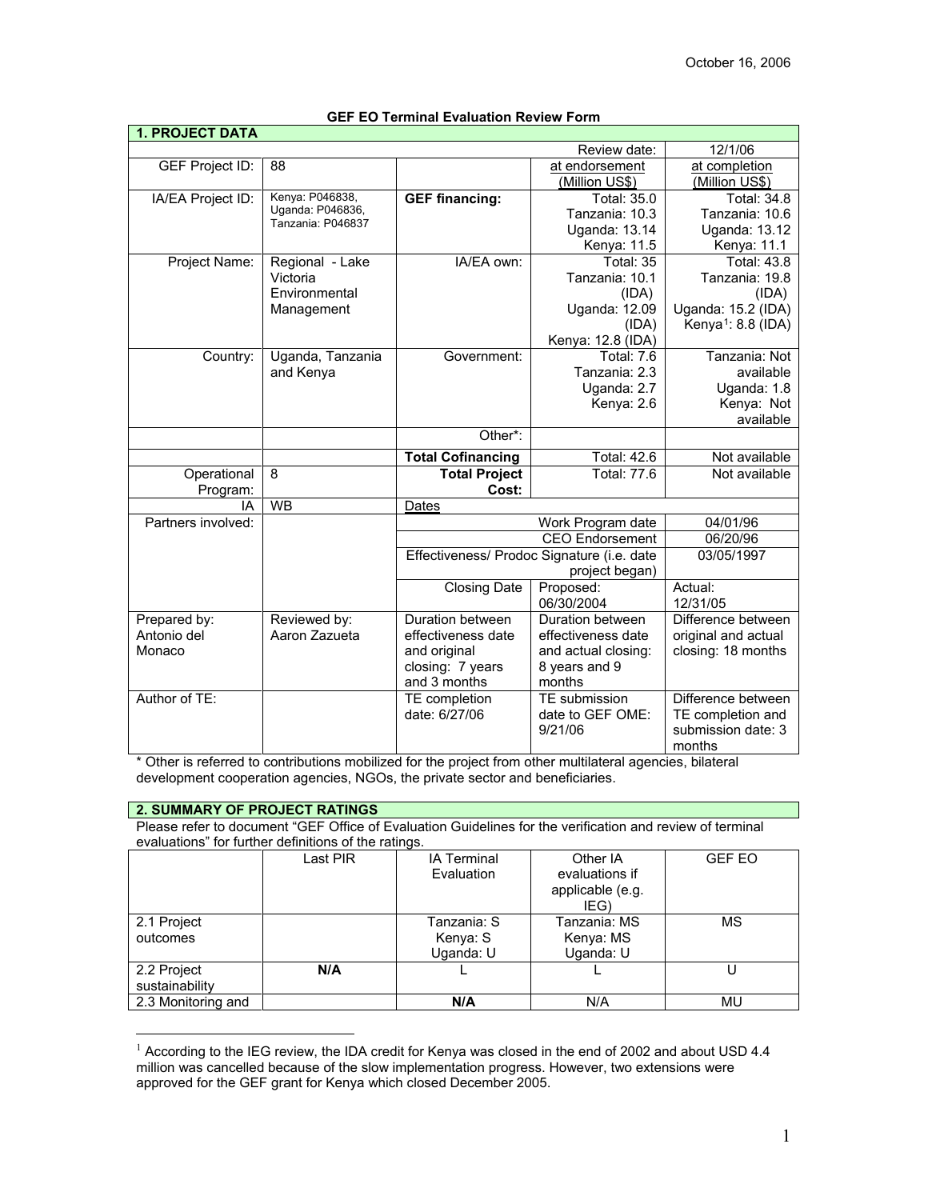October 16, 2006

**GEF EO Terminal Evaluation Review Form**

| **1. PROJECT DATA** | | | | |
|---|---|---|---|---|
| | | | Review date: | 12/1/06 |
| GEF Project ID: | 88 | | at endorsement (Million US$) | at completion (Million US$) |
| IA/EA Project ID: | Kenya: P046838, Uganda: P046836, Tanzania: P046837 | **GEF financing:** | Total: 35.0 Tanzania: 10.3 Uganda: 13.14 Kenya: 11.5 | Total: 34.8 Tanzania: 10.6 Uganda: 13.12 Kenya: 11.1 |
| Project Name: | Regional - Lake Victoria Environmental Management | IA/EA own: | Total: 35 Tanzania: 10.1 (IDA) Uganda: 12.09 (IDA) Kenya: 12.8 (IDA) | Total: 43.8 Tanzania: 19.8 (IDA) Uganda: 15.2 (IDA) Kenya[1]: 8.8 (IDA) |
| Country: | Uganda, Tanzania and Kenya | Government: | Total: 7.6 Tanzania: 2.3 Uganda: 2.7 Kenya: 2.6 | Tanzania: Not available Uganda: 1.8 Kenya: Not available |
| | | Other*: | | |
| | | **Total Cofinancing** | Total: 42.6 | Not available |
| Operational Program: | 8 | **Total Project Cost:** | Total: 77.6 | Not available |
| IA | WB | Dates | | |
| Partners involved: | | Work Program date | | 04/01/96 |
| | | CEO Endorsement | | 06/20/96 |
| | | Effectiveness/ Prodoc Signature (i.e. date project began) | | 03/05/1997 |
| | | Closing Date | Proposed: 06/30/2004 | Actual: 12/31/05 |
| Prepared by: Antonio del Monaco | Reviewed by: Aaron Zazueta | Duration between effectiveness date and original closing: 7 years and 3 months | Duration between effectiveness date and actual closing: 8 years and 9 months | Difference between original and actual closing: 18 months |
| Author of TE: | | TE completion date: 6/27/06 | TE submission date to GEF OME: 9/21/06 | Difference between TE completion and submission date: 3 months |

\* Other is referred to contributions mobilized for the project from other multilateral agencies, bilateral development cooperation agencies, NGOs, the private sector and beneficiaries.

**2. SUMMARY OF PROJECT RATINGS**

Please refer to document "GEF Office of Evaluation Guidelines for the verification and review of terminal evaluations" for further definitions of the ratings.

| | Last PIR | IA Terminal Evaluation | Other IA evaluations if applicable (e.g. IEG) | GEF EO |
|---|---|---|---|---|
| 2.1 Project outcomes | | Tanzania: S Kenya: S Uganda: U | Tanzania: MS Kenya: MS Uganda: U | MS |
| 2.2 Project sustainability | **N/A** | L | L | U |
| 2.3 Monitoring and | | **N/A** | N/A | MU |

[1] According to the IEG review, the IDA credit for Kenya was closed in the end of 2002 and about USD 4.4 million was cancelled because of the slow implementation progress. However, two extensions were approved for the GEF grant for Kenya which closed December 2005.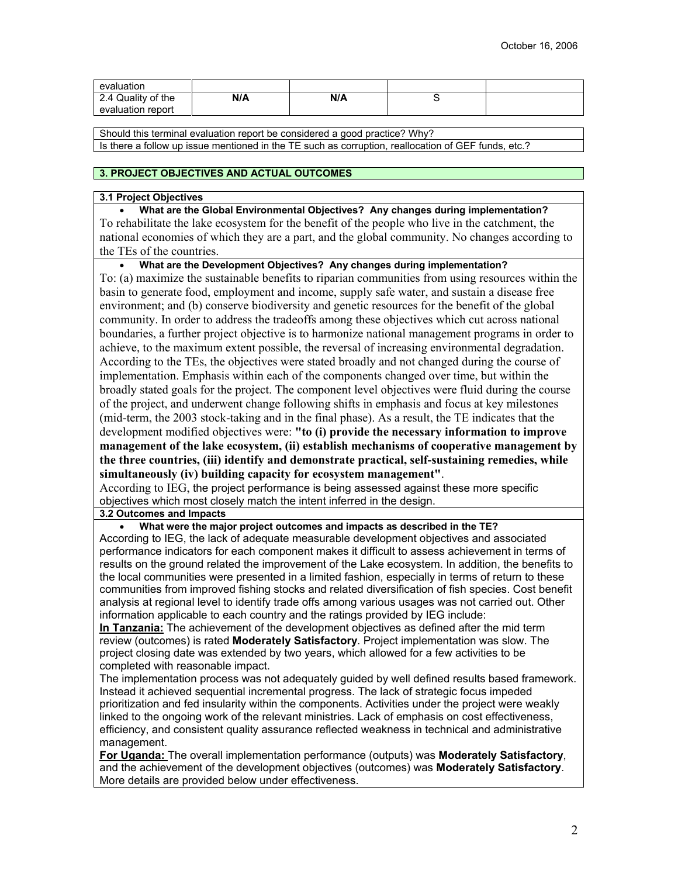| evaluation | | | | |
|---|---|---|---|---|
| 2.4 Quality of the evaluation report | N/A | N/A | S | |

| Should this terminal evaluation report be considered a good practice? Why? |
|---|
| Is there a follow up issue mentioned in the TE such as corruption, reallocation of GEF funds, etc.? |

## 3. PROJECT OBJECTIVES AND ACTUAL OUTCOMES

### 3.1 Project Objectives

- **What are the Global Environmental Objectives? Any changes during implementation?**

To rehabilitate the lake ecosystem for the benefit of the people who live in the catchment, the national economies of which they are a part, and the global community. No changes according to the TEs of the countries.

- **What are the Development Objectives? Any changes during implementation?**

To: (a) maximize the sustainable benefits to riparian communities from using resources within the basin to generate food, employment and income, supply safe water, and sustain a disease free environment; and (b) conserve biodiversity and genetic resources for the benefit of the global community. In order to address the tradeoffs among these objectives which cut across national boundaries, a further project objective is to harmonize national management programs in order to achieve, to the maximum extent possible, the reversal of increasing environmental degradation. According to the TEs, the objectives were stated broadly and not changed during the course of implementation. Emphasis within each of the components changed over time, but within the broadly stated goals for the project. The component level objectives were fluid during the course of the project, and underwent change following shifts in emphasis and focus at key milestones (mid-term, the 2003 stock-taking and in the final phase). As a result, the TE indicates that the development modified objectives were: **"to (i) provide the necessary information to improve management of the lake ecosystem, (ii) establish mechanisms of cooperative management by the three countries, (iii) identify and demonstrate practical, self-sustaining remedies, while simultaneously (iv) building capacity for ecosystem management"**.

According to IEG, the project performance is being assessed against these more specific objectives which most closely match the intent inferred in the design.

### 3.2 Outcomes and Impacts

- **What were the major project outcomes and impacts as described in the TE?**

According to IEG, the lack of adequate measurable development objectives and associated performance indicators for each component makes it difficult to assess achievement in terms of results on the ground related the improvement of the Lake ecosystem. In addition, the benefits to the local communities were presented in a limited fashion, especially in terms of return to these communities from improved fishing stocks and related diversification of fish species. Cost benefit analysis at regional level to identify trade offs among various usages was not carried out. Other information applicable to each country and the ratings provided by IEG include:

**In Tanzania:** The achievement of the development objectives as defined after the mid term review (outcomes) is rated **Moderately Satisfactory**. Project implementation was slow. The project closing date was extended by two years, which allowed for a few activities to be completed with reasonable impact.

The implementation process was not adequately guided by well defined results based framework. Instead it achieved sequential incremental progress. The lack of strategic focus impeded prioritization and fed insularity within the components. Activities under the project were weakly linked to the ongoing work of the relevant ministries. Lack of emphasis on cost effectiveness, efficiency, and consistent quality assurance reflected weakness in technical and administrative management.

**For Uganda:** The overall implementation performance (outputs) was **Moderately Satisfactory**, and the achievement of the development objectives (outcomes) was **Moderately Satisfactory**. More details are provided below under effectiveness.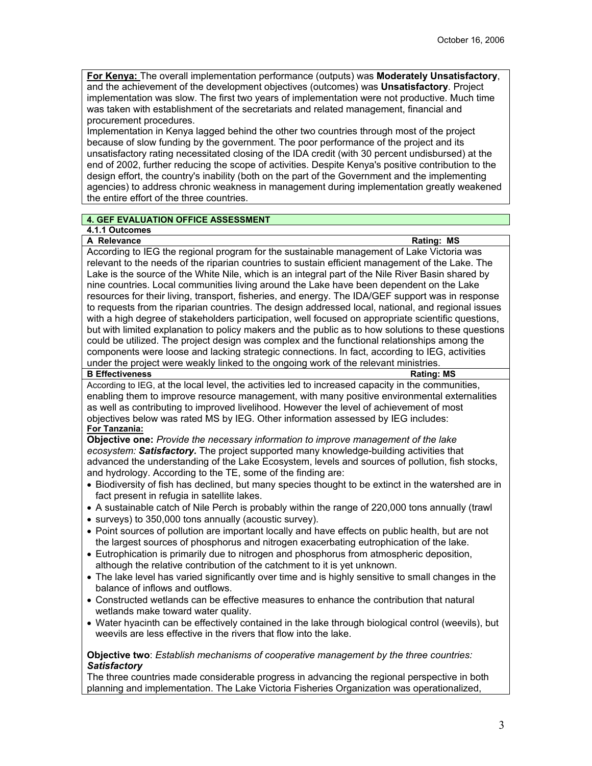**For Kenya:** The overall implementation performance (outputs) was **Moderately Unsatisfactory**, and the achievement of the development objectives (outcomes) was **Unsatisfactory**. Project implementation was slow. The first two years of implementation were not productive. Much time was taken with establishment of the secretariats and related management, financial and procurement procedures.

Implementation in Kenya lagged behind the other two countries through most of the project because of slow funding by the government. The poor performance of the project and its unsatisfactory rating necessitated closing of the IDA credit (with 30 percent undisbursed) at the end of 2002, further reducing the scope of activities. Despite Kenya's positive contribution to the design effort, the country's inability (both on the part of the Government and the implementing agencies) to address chronic weakness in management during implementation greatly weakened the entire effort of the three countries.

## 4. GEF EVALUATION OFFICE ASSESSMENT

### 4.1.1 Outcomes

**A Relevance** — **Rating: MS**

According to IEG the regional program for the sustainable management of Lake Victoria was relevant to the needs of the riparian countries to sustain efficient management of the Lake. The Lake is the source of the White Nile, which is an integral part of the Nile River Basin shared by nine countries. Local communities living around the Lake have been dependent on the Lake resources for their living, transport, fisheries, and energy. The IDA/GEF support was in response to requests from the riparian countries. The design addressed local, national, and regional issues with a high degree of stakeholders participation, well focused on appropriate scientific questions, but with limited explanation to policy makers and the public as to how solutions to these questions could be utilized. The project design was complex and the functional relationships among the components were loose and lacking strategic connections. In fact, according to IEG, activities under the project were weakly linked to the ongoing work of the relevant ministries.

**B Effectiveness** — **Rating: MS**

According to IEG, at the local level, the activities led to increased capacity in the communities, enabling them to improve resource management, with many positive environmental externalities as well as contributing to improved livelihood. However the level of achievement of most objectives below was rated MS by IEG. Other information assessed by IEG includes:

**For Tanzania:**

**Objective one:** *Provide the necessary information to improve management of the lake ecosystem:* ***Satisfactory.*** The project supported many knowledge-building activities that advanced the understanding of the Lake Ecosystem, levels and sources of pollution, fish stocks, and hydrology. According to the TE, some of the finding are:

- Biodiversity of fish has declined, but many species thought to be extinct in the watershed are in fact present in refugia in satellite lakes.
- A sustainable catch of Nile Perch is probably within the range of 220,000 tons annually (trawl
- surveys) to 350,000 tons annually (acoustic survey).
- Point sources of pollution are important locally and have effects on public health, but are not the largest sources of phosphorus and nitrogen exacerbating eutrophication of the lake.
- Eutrophication is primarily due to nitrogen and phosphorus from atmospheric deposition, although the relative contribution of the catchment to it is yet unknown.
- The lake level has varied significantly over time and is highly sensitive to small changes in the balance of inflows and outflows.
- Constructed wetlands can be effective measures to enhance the contribution that natural wetlands make toward water quality.
- Water hyacinth can be effectively contained in the lake through biological control (weevils), but weevils are less effective in the rivers that flow into the lake.

**Objective two**: *Establish mechanisms of cooperative management by the three countries:* ***Satisfactory***

The three countries made considerable progress in advancing the regional perspective in both planning and implementation. The Lake Victoria Fisheries Organization was operationalized,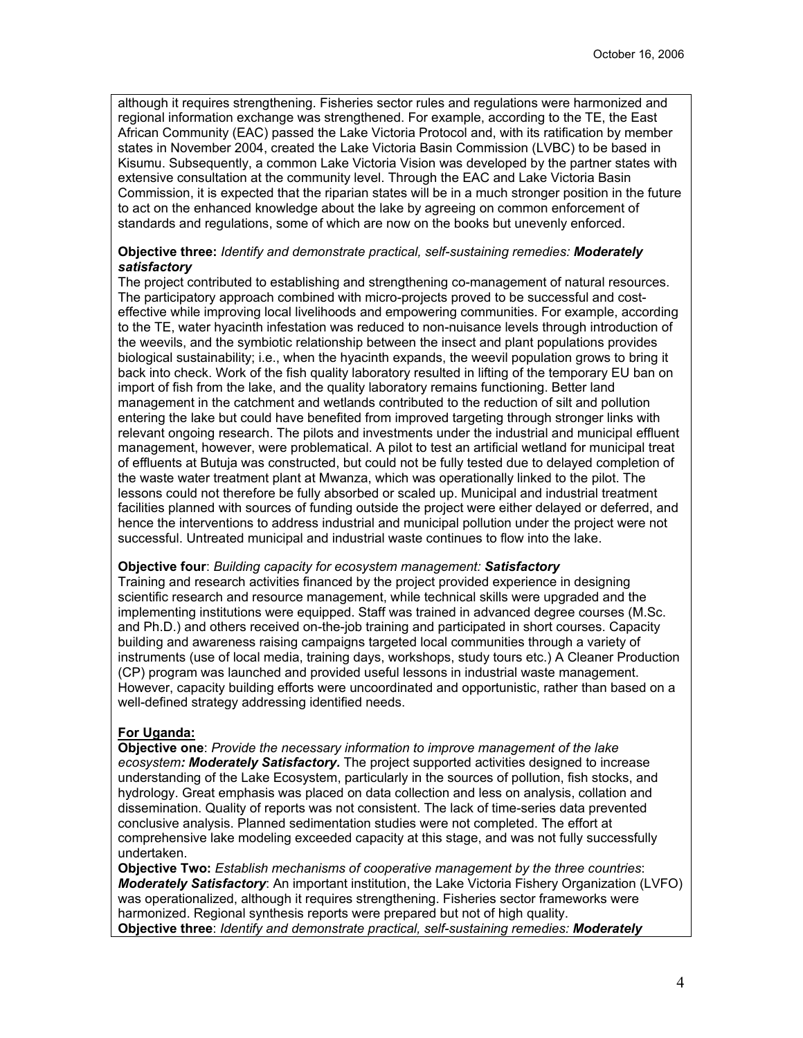although it requires strengthening. Fisheries sector rules and regulations were harmonized and regional information exchange was strengthened. For example, according to the TE, the East African Community (EAC) passed the Lake Victoria Protocol and, with its ratification by member states in November 2004, created the Lake Victoria Basin Commission (LVBC) to be based in Kisumu. Subsequently, a common Lake Victoria Vision was developed by the partner states with extensive consultation at the community level. Through the EAC and Lake Victoria Basin Commission, it is expected that the riparian states will be in a much stronger position in the future to act on the enhanced knowledge about the lake by agreeing on common enforcement of standards and regulations, some of which are now on the books but unevenly enforced.

**Objective three:** *Identify and demonstrate practical, self-sustaining remedies:* ***Moderately satisfactory***

The project contributed to establishing and strengthening co-management of natural resources. The participatory approach combined with micro-projects proved to be successful and cost-effective while improving local livelihoods and empowering communities. For example, according to the TE, water hyacinth infestation was reduced to non-nuisance levels through introduction of the weevils, and the symbiotic relationship between the insect and plant populations provides biological sustainability; i.e., when the hyacinth expands, the weevil population grows to bring it back into check. Work of the fish quality laboratory resulted in lifting of the temporary EU ban on import of fish from the lake, and the quality laboratory remains functioning. Better land management in the catchment and wetlands contributed to the reduction of silt and pollution entering the lake but could have benefited from improved targeting through stronger links with relevant ongoing research. The pilots and investments under the industrial and municipal effluent management, however, were problematical. A pilot to test an artificial wetland for municipal treat of effluents at Butuja was constructed, but could not be fully tested due to delayed completion of the waste water treatment plant at Mwanza, which was operationally linked to the pilot. The lessons could not therefore be fully absorbed or scaled up. Municipal and industrial treatment facilities planned with sources of funding outside the project were either delayed or deferred, and hence the interventions to address industrial and municipal pollution under the project were not successful. Untreated municipal and industrial waste continues to flow into the lake.

**Objective four**: *Building capacity for ecosystem management:* ***Satisfactory***

Training and research activities financed by the project provided experience in designing scientific research and resource management, while technical skills were upgraded and the implementing institutions were equipped. Staff was trained in advanced degree courses (M.Sc. and Ph.D.) and others received on-the-job training and participated in short courses. Capacity building and awareness raising campaigns targeted local communities through a variety of instruments (use of local media, training days, workshops, study tours etc.) A Cleaner Production (CP) program was launched and provided useful lessons in industrial waste management. However, capacity building efforts were uncoordinated and opportunistic, rather than based on a well-defined strategy addressing identified needs.

**<u>For Uganda:</u>**

**Objective one**: *Provide the necessary information to improve management of the lake ecosystem:* ***Moderately Satisfactory.*** The project supported activities designed to increase understanding of the Lake Ecosystem, particularly in the sources of pollution, fish stocks, and hydrology. Great emphasis was placed on data collection and less on analysis, collation and dissemination. Quality of reports was not consistent. The lack of time-series data prevented conclusive analysis. Planned sedimentation studies were not completed. The effort at comprehensive lake modeling exceeded capacity at this stage, and was not fully successfully undertaken.

**Objective Two:** *Establish mechanisms of cooperative management by the three countries*: ***Moderately Satisfactory***: An important institution, the Lake Victoria Fishery Organization (LVFO) was operationalized, although it requires strengthening. Fisheries sector frameworks were harmonized. Regional synthesis reports were prepared but not of high quality.

**Objective three**: *Identify and demonstrate practical, self-sustaining remedies:* ***Moderately***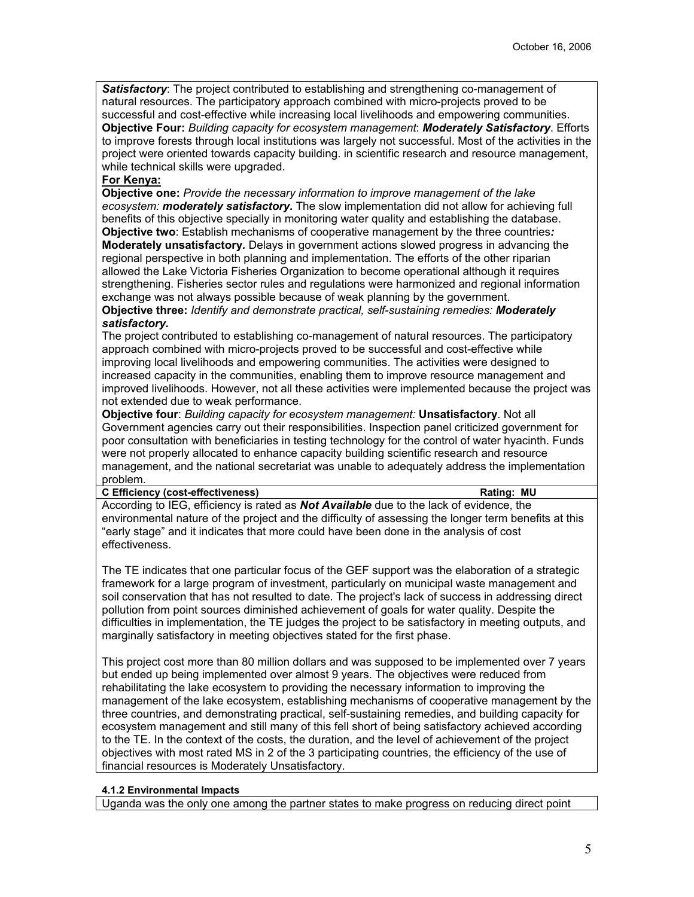***Satisfactory***: The project contributed to establishing and strengthening co-management of natural resources. The participatory approach combined with micro-projects proved to be successful and cost-effective while increasing local livelihoods and empowering communities.
**Objective Four:** *Building capacity for ecosystem management*: ***Moderately Satisfactory***. Efforts to improve forests through local institutions was largely not successful. Most of the activities in the project were oriented towards capacity building. in scientific research and resource management, while technical skills were upgraded.

**For Kenya:**

**Objective one:** *Provide the necessary information to improve management of the lake ecosystem:* ***moderately satisfactory.*** The slow implementation did not allow for achieving full benefits of this objective specially in monitoring water quality and establishing the database.
**Objective two**: Establish mechanisms of cooperative management by the three countries***:*** **Moderately unsatisfactory.** Delays in government actions slowed progress in advancing the regional perspective in both planning and implementation. The efforts of the other riparian allowed the Lake Victoria Fisheries Organization to become operational although it requires strengthening. Fisheries sector rules and regulations were harmonized and regional information exchange was not always possible because of weak planning by the government.
**Objective three:** *Identify and demonstrate practical, self-sustaining remedies:* ***Moderately satisfactory.***
The project contributed to establishing co-management of natural resources. The participatory approach combined with micro-projects proved to be successful and cost-effective while improving local livelihoods and empowering communities. The activities were designed to increased capacity in the communities, enabling them to improve resource management and improved livelihoods. However, not all these activities were implemented because the project was not extended due to weak performance.
**Objective four**: *Building capacity for ecosystem management:* **Unsatisfactory**. Not all Government agencies carry out their responsibilities. Inspection panel criticized government for poor consultation with beneficiaries in testing technology for the control of water hyacinth. Funds were not properly allocated to enhance capacity building scientific research and resource management, and the national secretariat was unable to adequately address the implementation problem.

**C Efficiency (cost-effectiveness)** **Rating: MU**

According to IEG, efficiency is rated as ***Not Available*** due to the lack of evidence, the environmental nature of the project and the difficulty of assessing the longer term benefits at this "early stage" and it indicates that more could have been done in the analysis of cost effectiveness.

The TE indicates that one particular focus of the GEF support was the elaboration of a strategic framework for a large program of investment, particularly on municipal waste management and soil conservation that has not resulted to date. The project's lack of success in addressing direct pollution from point sources diminished achievement of goals for water quality. Despite the difficulties in implementation, the TE judges the project to be satisfactory in meeting outputs, and marginally satisfactory in meeting objectives stated for the first phase.

This project cost more than 80 million dollars and was supposed to be implemented over 7 years but ended up being implemented over almost 9 years. The objectives were reduced from rehabilitating the lake ecosystem to providing the necessary information to improving the management of the lake ecosystem, establishing mechanisms of cooperative management by the three countries, and demonstrating practical, self-sustaining remedies, and building capacity for ecosystem management and still many of this fell short of being satisfactory achieved according to the TE. In the context of the costs, the duration, and the level of achievement of the project objectives with most rated MS in 2 of the 3 participating countries, the efficiency of the use of financial resources is Moderately Unsatisfactory.

**4.1.2 Environmental Impacts**

Uganda was the only one among the partner states to make progress on reducing direct point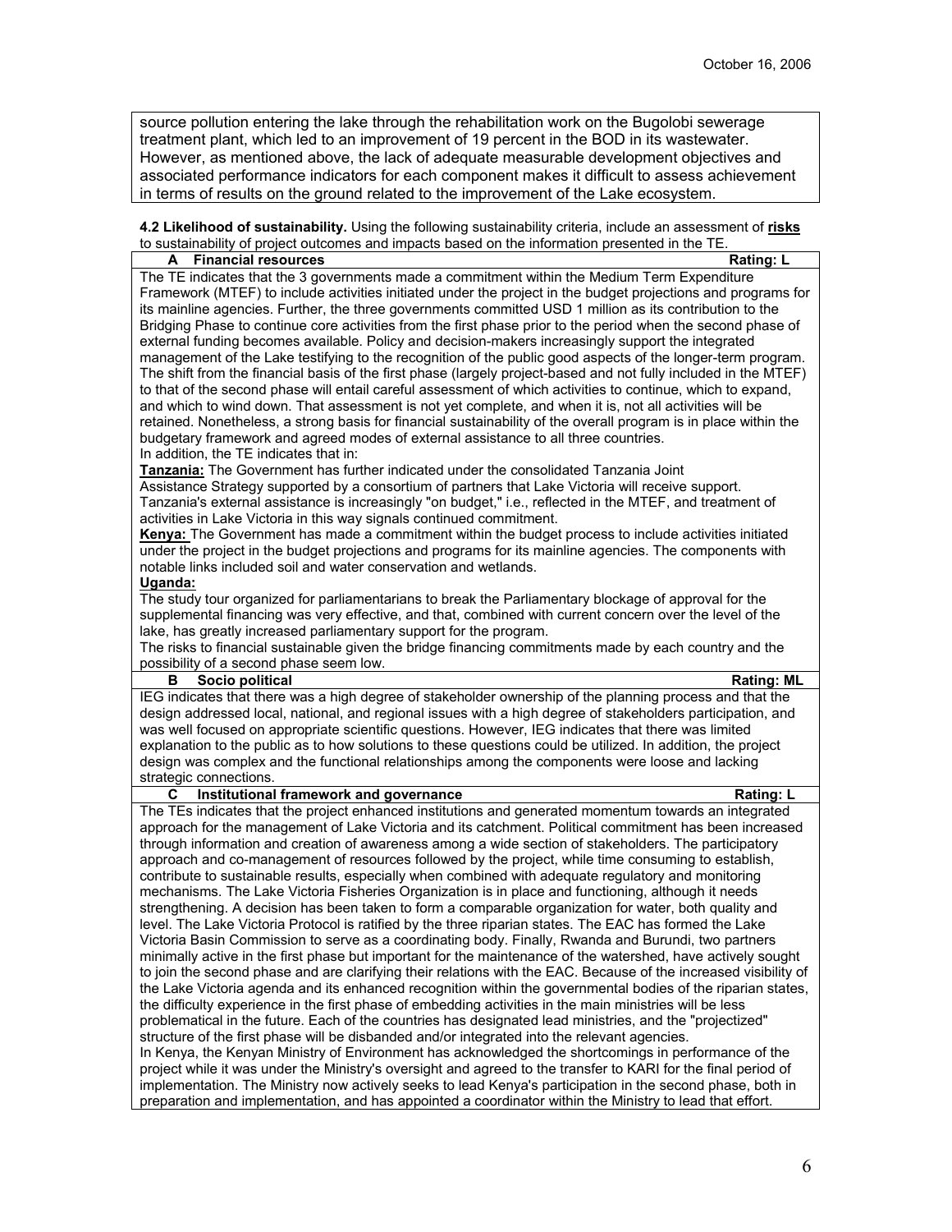source pollution entering the lake through the rehabilitation work on the Bugolobi sewerage treatment plant, which led to an improvement of 19 percent in the BOD in its wastewater. However, as mentioned above, the lack of adequate measurable development objectives and associated performance indicators for each component makes it difficult to assess achievement in terms of results on the ground related to the improvement of the Lake ecosystem.

**4.2 Likelihood of sustainability.** Using the following sustainability criteria, include an assessment of **risks** to sustainability of project outcomes and impacts based on the information presented in the TE.

| **A Financial resources** | **Rating: L** |
|---|---|
| The TE indicates that the 3 governments made a commitment within the Medium Term Expenditure Framework (MTEF) to include activities initiated under the project in the budget projections and programs for its mainline agencies. Further, the three governments committed USD 1 million as its contribution to the Bridging Phase to continue core activities from the first phase prior to the period when the second phase of external funding becomes available. Policy and decision-makers increasingly support the integrated management of the Lake testifying to the recognition of the public good aspects of the longer-term program. The shift from the financial basis of the first phase (largely project-based and not fully included in the MTEF) to that of the second phase will entail careful assessment of which activities to continue, which to expand, and which to wind down. That assessment is not yet complete, and when it is, not all activities will be retained. Nonetheless, a strong basis for financial sustainability of the overall program is in place within the budgetary framework and agreed modes of external assistance to all three countries.<br>In addition, the TE indicates that in:<br>**Tanzania:** The Government has further indicated under the consolidated Tanzania Joint Assistance Strategy supported by a consortium of partners that Lake Victoria will receive support. Tanzania's external assistance is increasingly "on budget," i.e., reflected in the MTEF, and treatment of activities in Lake Victoria in this way signals continued commitment.<br>**Kenya:** The Government has made a commitment within the budget process to include activities initiated under the project in the budget projections and programs for its mainline agencies. The components with notable links included soil and water conservation and wetlands.<br>**Uganda:**<br>The study tour organized for parliamentarians to break the Parliamentary blockage of approval for the supplemental financing was very effective, and that, combined with current concern over the level of the lake, has greatly increased parliamentary support for the program.<br>The risks to financial sustainable given the bridge financing commitments made by each country and the possibility of a second phase seem low. | |
| **B Socio political** | **Rating: ML** |
| IEG indicates that there was a high degree of stakeholder ownership of the planning process and that the design addressed local, national, and regional issues with a high degree of stakeholders participation, and was well focused on appropriate scientific questions. However, IEG indicates that there was limited explanation to the public as to how solutions to these questions could be utilized. In addition, the project design was complex and the functional relationships among the components were loose and lacking strategic connections. | |
| **C Institutional framework and governance** | **Rating: L** |
| The TEs indicates that the project enhanced institutions and generated momentum towards an integrated approach for the management of Lake Victoria and its catchment. Political commitment has been increased through information and creation of awareness among a wide section of stakeholders. The participatory approach and co-management of resources followed by the project, while time consuming to establish, contribute to sustainable results, especially when combined with adequate regulatory and monitoring mechanisms. The Lake Victoria Fisheries Organization is in place and functioning, although it needs strengthening. A decision has been taken to form a comparable organization for water, both quality and level. The Lake Victoria Protocol is ratified by the three riparian states. The EAC has formed the Lake Victoria Basin Commission to serve as a coordinating body. Finally, Rwanda and Burundi, two partners minimally active in the first phase but important for the maintenance of the watershed, have actively sought to join the second phase and are clarifying their relations with the EAC. Because of the increased visibility of the Lake Victoria agenda and its enhanced recognition within the governmental bodies of the riparian states, the difficulty experience in the first phase of embedding activities in the main ministries will be less problematical in the future. Each of the countries has designated lead ministries, and the "projectized" structure of the first phase will be disbanded and/or integrated into the relevant agencies.<br>In Kenya, the Kenyan Ministry of Environment has acknowledged the shortcomings in performance of the project while it was under the Ministry's oversight and agreed to the transfer to KARI for the final period of implementation. The Ministry now actively seeks to lead Kenya's participation in the second phase, both in preparation and implementation, and has appointed a coordinator within the Ministry to lead that effort. | |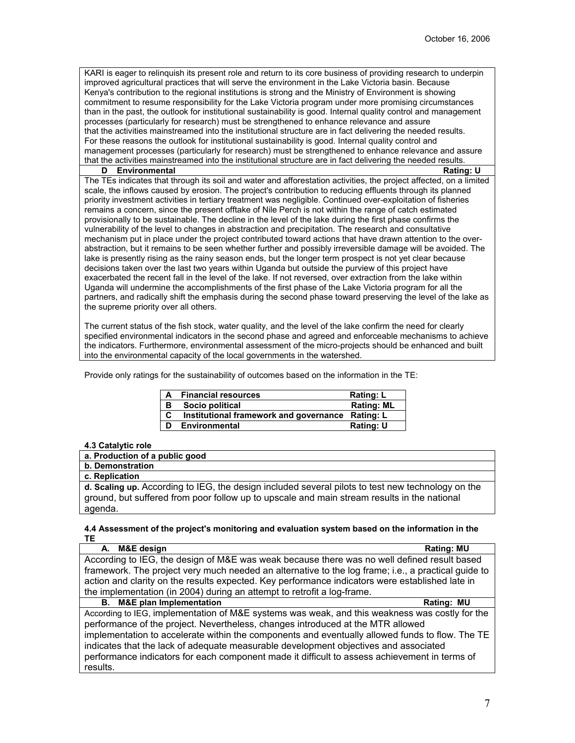KARI is eager to relinquish its present role and return to its core business of providing research to underpin improved agricultural practices that will serve the environment in the Lake Victoria basin. Because Kenya's contribution to the regional institutions is strong and the Ministry of Environment is showing commitment to resume responsibility for the Lake Victoria program under more promising circumstances than in the past, the outlook for institutional sustainability is good. Internal quality control and management processes (particularly for research) must be strengthened to enhance relevance and assure that the activities mainstreamed into the institutional structure are in fact delivering the needed results. For these reasons the outlook for institutional sustainability is good. Internal quality control and management processes (particularly for research) must be strengthened to enhance relevance and assure that the activities mainstreamed into the institutional structure are in fact delivering the needed results.

| **D Environmental** | **Rating: U** |
|---|---|

The TEs indicates that through its soil and water and afforestation activities, the project affected, on a limited scale, the inflows caused by erosion. The project's contribution to reducing effluents through its planned priority investment activities in tertiary treatment was negligible. Continued over-exploitation of fisheries remains a concern, since the present offtake of Nile Perch is not within the range of catch estimated provisionally to be sustainable. The decline in the level of the lake during the first phase confirms the vulnerability of the level to changes in abstraction and precipitation. The research and consultative mechanism put in place under the project contributed toward actions that have drawn attention to the over-abstraction, but it remains to be seen whether further and possibly irreversible damage will be avoided. The lake is presently rising as the rainy season ends, but the longer term prospect is not yet clear because decisions taken over the last two years within Uganda but outside the purview of this project have exacerbated the recent fall in the level of the lake. If not reversed, over extraction from the lake within Uganda will undermine the accomplishments of the first phase of the Lake Victoria program for all the partners, and radically shift the emphasis during the second phase toward preserving the level of the lake as the supreme priority over all others.

The current status of the fish stock, water quality, and the level of the lake confirm the need for clearly specified environmental indicators in the second phase and agreed and enforceable mechanisms to achieve the indicators. Furthermore, environmental assessment of the micro-projects should be enhanced and built into the environmental capacity of the local governments in the watershed.

Provide only ratings for the sustainability of outcomes based on the information in the TE:

| | | |
|---|---|---|
| **A** | **Financial resources** | **Rating: L** |
| **B** | **Socio political** | **Rating: ML** |
| **C** | **Institutional framework and governance** | **Rating: L** |
| **D** | **Environmental** | **Rating: U** |

**4.3 Catalytic role**

**a. Production of a public good**

**b. Demonstration**

**c. Replication**

**d. Scaling up.** According to IEG, the design included several pilots to test new technology on the ground, but suffered from poor follow up to upscale and main stream results in the national agenda.

**4.4 Assessment of the project's monitoring and evaluation system based on the information in the TE**

| **A. M&E design** | **Rating: MU** |
|---|---|

According to IEG, the design of M&E was weak because there was no well defined result based framework. The project very much needed an alternative to the log frame; i.e., a practical guide to action and clarity on the results expected. Key performance indicators were established late in the implementation (in 2004) during an attempt to retrofit a log-frame.

| **B. M&E plan Implementation** | **Rating: MU** |
|---|---|

According to IEG, implementation of M&E systems was weak, and this weakness was costly for the performance of the project. Nevertheless, changes introduced at the MTR allowed implementation to accelerate within the components and eventually allowed funds to flow. The TE indicates that the lack of adequate measurable development objectives and associated performance indicators for each component made it difficult to assess achievement in terms of results.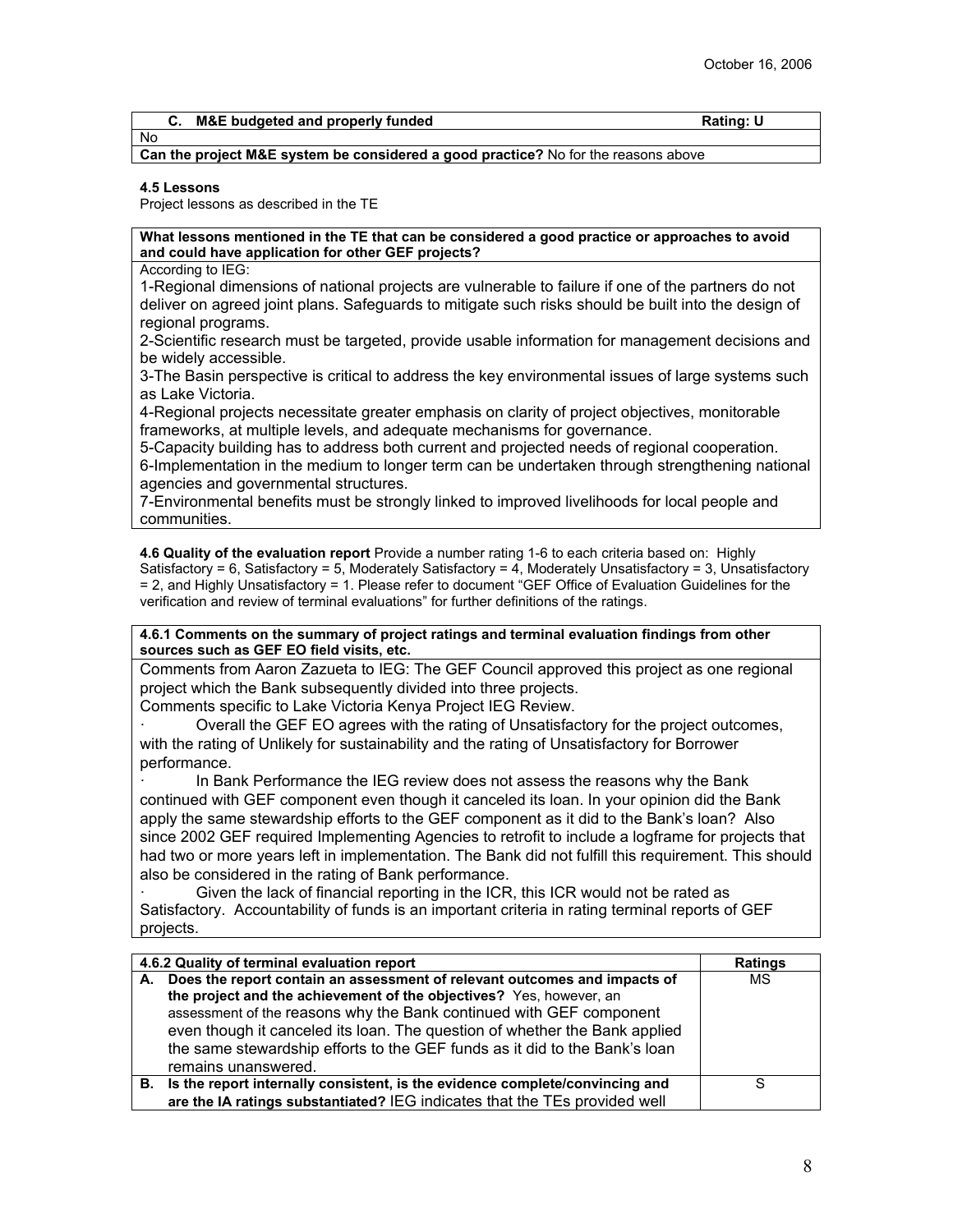October 16, 2006

| C. M&E budgeted and properly funded | Rating: U |
|---|---|
| No | |
| **Can the project M&E system be considered a good practice?** No for the reasons above | |

**4.5 Lessons**
Project lessons as described in the TE

| **What lessons mentioned in the TE that can be considered a good practice or approaches to avoid and could have application for other GEF projects?** |
|---|
| According to IEG:<br>1-Regional dimensions of national projects are vulnerable to failure if one of the partners do not deliver on agreed joint plans. Safeguards to mitigate such risks should be built into the design of regional programs.<br>2-Scientific research must be targeted, provide usable information for management decisions and be widely accessible.<br>3-The Basin perspective is critical to address the key environmental issues of large systems such as Lake Victoria.<br>4-Regional projects necessitate greater emphasis on clarity of project objectives, monitorable frameworks, at multiple levels, and adequate mechanisms for governance.<br>5-Capacity building has to address both current and projected needs of regional cooperation.<br>6-Implementation in the medium to longer term can be undertaken through strengthening national agencies and governmental structures.<br>7-Environmental benefits must be strongly linked to improved livelihoods for local people and communities. |

**4.6 Quality of the evaluation report** Provide a number rating 1-6 to each criteria based on: Highly Satisfactory = 6, Satisfactory = 5, Moderately Satisfactory = 4, Moderately Unsatisfactory = 3, Unsatisfactory = 2, and Highly Unsatisfactory = 1. Please refer to document "GEF Office of Evaluation Guidelines for the verification and review of terminal evaluations" for further definitions of the ratings.

| **4.6.1 Comments on the summary of project ratings and terminal evaluation findings from other sources such as GEF EO field visits, etc.** |
|---|
| Comments from Aaron Zazueta to IEG: The GEF Council approved this project as one regional project which the Bank subsequently divided into three projects.<br>Comments specific to Lake Victoria Kenya Project IEG Review.<br>· Overall the GEF EO agrees with the rating of Unsatisfactory for the project outcomes, with the rating of Unlikely for sustainability and the rating of Unsatisfactory for Borrower performance.<br>· In Bank Performance the IEG review does not assess the reasons why the Bank continued with GEF component even though it canceled its loan. In your opinion did the Bank apply the same stewardship efforts to the GEF component as it did to the Bank's loan? Also since 2002 GEF required Implementing Agencies to retrofit to include a logframe for projects that had two or more years left in implementation. The Bank did not fulfill this requirement. This should also be considered in the rating of Bank performance.<br>· Given the lack of financial reporting in the ICR, this ICR would not be rated as Satisfactory. Accountability of funds is an important criteria in rating terminal reports of GEF projects. |

| 4.6.2 Quality of terminal evaluation report | Ratings |
|---|---|
| **A. Does the report contain an assessment of relevant outcomes and impacts of the project and the achievement of the objectives?** Yes, however, an assessment of the reasons why the Bank continued with GEF component even though it canceled its loan. The question of whether the Bank applied the same stewardship efforts to the GEF funds as it did to the Bank's loan remains unanswered. | MS |
| **B. Is the report internally consistent, is the evidence complete/convincing and are the IA ratings substantiated?** IEG indicates that the TEs provided well | S |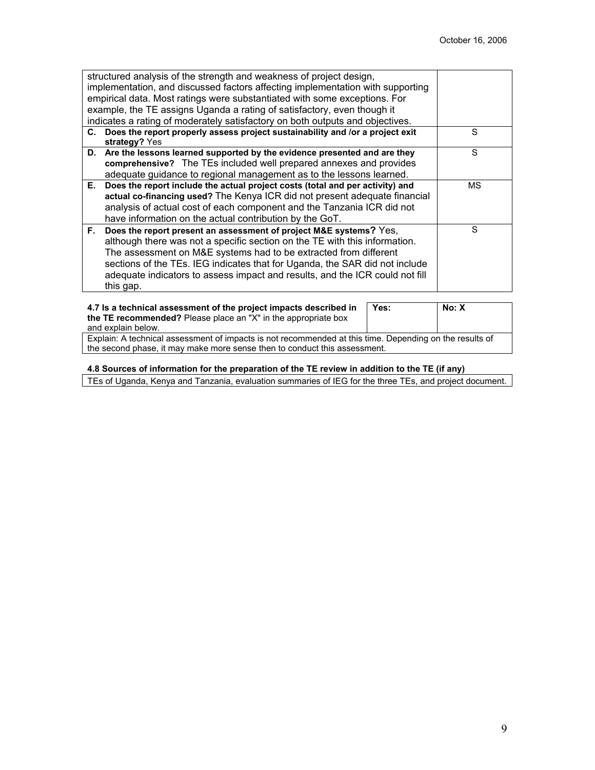| | |
|---|---|
| structured analysis of the strength and weakness of project design, implementation, and discussed factors affecting implementation with supporting empirical data. Most ratings were substantiated with some exceptions. For example, the TE assigns Uganda a rating of satisfactory, even though it indicates a rating of moderately satisfactory on both outputs and objectives. | |
| **C. Does the report properly assess project sustainability and /or a project exit strategy?** Yes | S |
| **D. Are the lessons learned supported by the evidence presented and are they comprehensive?** The TEs included well prepared annexes and provides adequate guidance to regional management as to the lessons learned. | S |
| **E. Does the report include the actual project costs (total and per activity) and actual co-financing used?** The Kenya ICR did not present adequate financial analysis of actual cost of each component and the Tanzania ICR did not have information on the actual contribution by the GoT. | MS |
| **F. Does the report present an assessment of project M&E systems?** Yes, although there was not a specific section on the TE with this information. The assessment on M&E systems had to be extracted from different sections of the TEs. IEG indicates that for Uganda, the SAR did not include adequate indicators to assess impact and results, and the ICR could not fill this gap. | S |

| | | |
|---|---|---|
| **4.7 Is a technical assessment of the project impacts described in the TE recommended?** Please place an "X" in the appropriate box and explain below. | **Yes:** | **No: X** |
| Explain: A technical assessment of impacts is not recommended at this time. Depending on the results of the second phase, it may make more sense then to conduct this assessment. | | |

**4.8 Sources of information for the preparation of the TE review in addition to the TE (if any)**

| |
|---|
| TEs of Uganda, Kenya and Tanzania, evaluation summaries of IEG for the three TEs, and project document. |